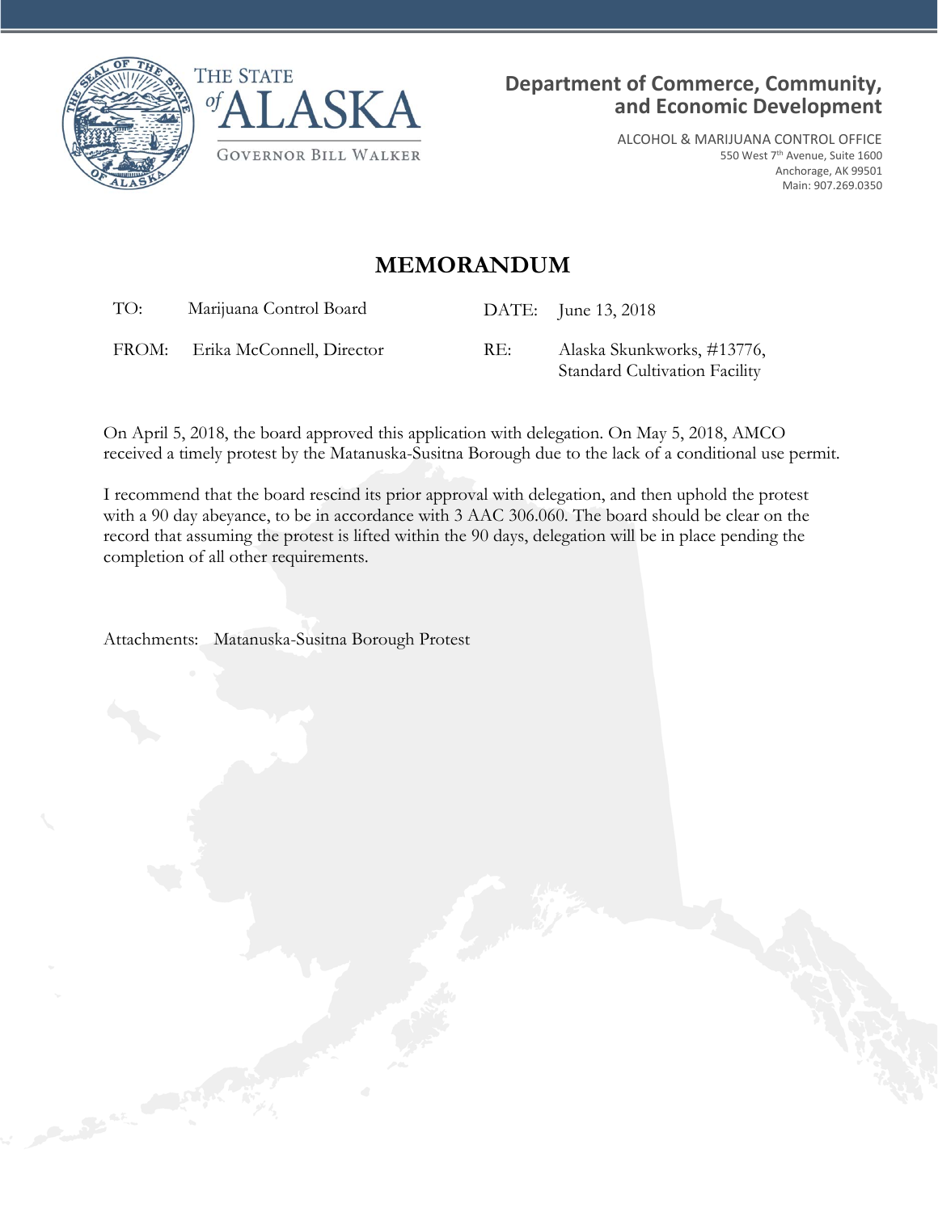THE STATE of ALASKA

GOVERNOR BILL WALKER

**Department of Commerce, Community, and Economic Development**

ALCOHOL & MARIJUANA CONTROL OFFICE
550 West 7th Avenue, Suite 1600
Anchorage, AK 99501
Main: 907.269.0350

# MEMORANDUM

| | | | |
|---|---|---|---|
| TO: | Marijuana Control Board | DATE: | June 13, 2018 |
| FROM: | Erika McConnell, Director | RE: | Alaska Skunkworks, #13776, Standard Cultivation Facility |

On April 5, 2018, the board approved this application with delegation. On May 5, 2018, AMCO received a timely protest by the Matanuska-Susitna Borough due to the lack of a conditional use permit.

I recommend that the board rescind its prior approval with delegation, and then uphold the protest with a 90 day abeyance, to be in accordance with 3 AAC 306.060. The board should be clear on the record that assuming the protest is lifted within the 90 days, delegation will be in place pending the completion of all other requirements.

Attachments: Matanuska-Susitna Borough Protest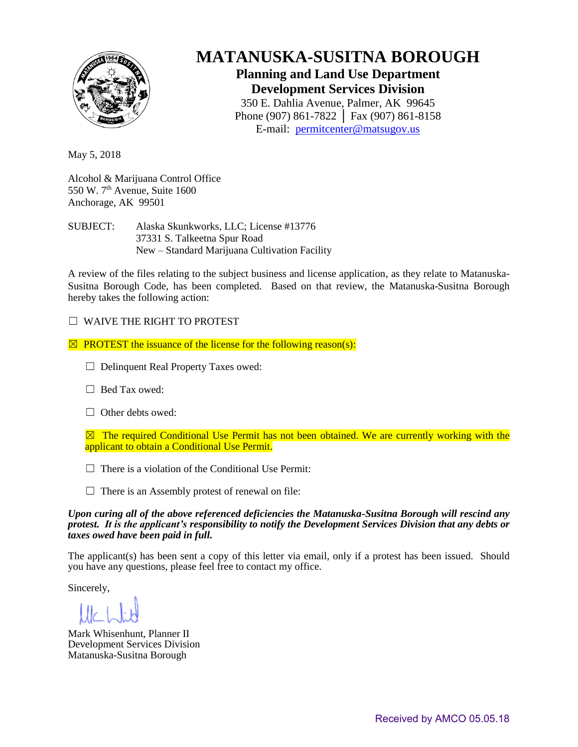# MATANUSKA-SUSITNA BOROUGH

**Planning and Land Use Department**
**Development Services Division**
350 E. Dahlia Avenue, Palmer, AK 99645
Phone (907) 861-7822 │ Fax (907) 861-8158
E-mail: permitcenter@matsugov.us

May 5, 2018

Alcohol & Marijuana Control Office
550 W. 7th Avenue, Suite 1600
Anchorage, AK 99501

SUBJECT: Alaska Skunkworks, LLC; License #13776
37331 S. Talkeetna Spur Road
New – Standard Marijuana Cultivation Facility

A review of the files relating to the subject business and license application, as they relate to Matanuska-Susitna Borough Code, has been completed. Based on that review, the Matanuska-Susitna Borough hereby takes the following action:

☐ WAIVE THE RIGHT TO PROTEST

☒ PROTEST the issuance of the license for the following reason(s):

- ☐ Delinquent Real Property Taxes owed:
- ☐ Bed Tax owed:
- ☐ Other debts owed:
- ☒ The required Conditional Use Permit has not been obtained. We are currently working with the applicant to obtain a Conditional Use Permit.
- ☐ There is a violation of the Conditional Use Permit:
- ☐ There is an Assembly protest of renewal on file:

***Upon curing all of the above referenced deficiencies the Matanuska-Susitna Borough will rescind any protest. It is the applicant's responsibility to notify the Development Services Division that any debts or taxes owed have been paid in full.***

The applicant(s) has been sent a copy of this letter via email, only if a protest has been issued. Should you have any questions, please feel free to contact my office.

Sincerely,

Mark Whisenhunt, Planner II
Development Services Division
Matanuska-Susitna Borough

Received by AMCO 05.05.18